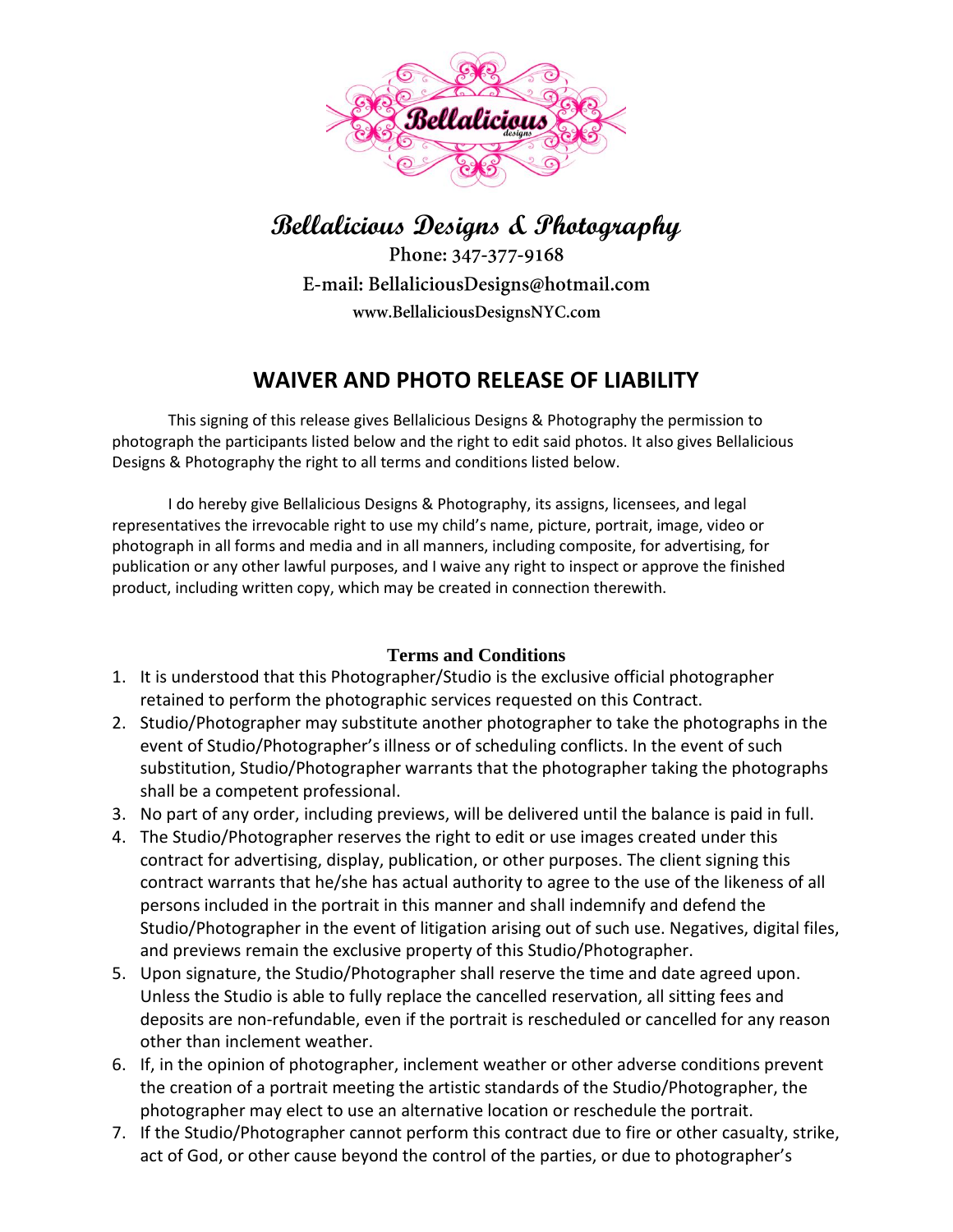# Bellalicious Designs & Photography

**Phone: 347-377-9168**

**E-mail: BellaliciousDesigns@hotmail.com**

**www.BellaliciousDesignsNYC.com**

## WAIVER AND PHOTO RELEASE OF LIABILITY

This signing of this release gives Bellalicious Designs & Photography the permission to photograph the participants listed below and the right to edit said photos. It also gives Bellalicious Designs & Photography the right to all terms and conditions listed below.

I do hereby give Bellalicious Designs & Photography, its assigns, licensees, and legal representatives the irrevocable right to use my child's name, picture, portrait, image, video or photograph in all forms and media and in all manners, including composite, for advertising, for publication or any other lawful purposes, and I waive any right to inspect or approve the finished product, including written copy, which may be created in connection therewith.

### Terms and Conditions

1. It is understood that this Photographer/Studio is the exclusive official photographer retained to perform the photographic services requested on this Contract.
2. Studio/Photographer may substitute another photographer to take the photographs in the event of Studio/Photographer's illness or of scheduling conflicts. In the event of such substitution, Studio/Photographer warrants that the photographer taking the photographs shall be a competent professional.
3. No part of any order, including previews, will be delivered until the balance is paid in full.
4. The Studio/Photographer reserves the right to edit or use images created under this contract for advertising, display, publication, or other purposes. The client signing this contract warrants that he/she has actual authority to agree to the use of the likeness of all persons included in the portrait in this manner and shall indemnify and defend the Studio/Photographer in the event of litigation arising out of such use. Negatives, digital files, and previews remain the exclusive property of this Studio/Photographer.
5. Upon signature, the Studio/Photographer shall reserve the time and date agreed upon. Unless the Studio is able to fully replace the cancelled reservation, all sitting fees and deposits are non-refundable, even if the portrait is rescheduled or cancelled for any reason other than inclement weather.
6. If, in the opinion of photographer, inclement weather or other adverse conditions prevent the creation of a portrait meeting the artistic standards of the Studio/Photographer, the photographer may elect to use an alternative location or reschedule the portrait.
7. If the Studio/Photographer cannot perform this contract due to fire or other casualty, strike, act of God, or other cause beyond the control of the parties, or due to photographer's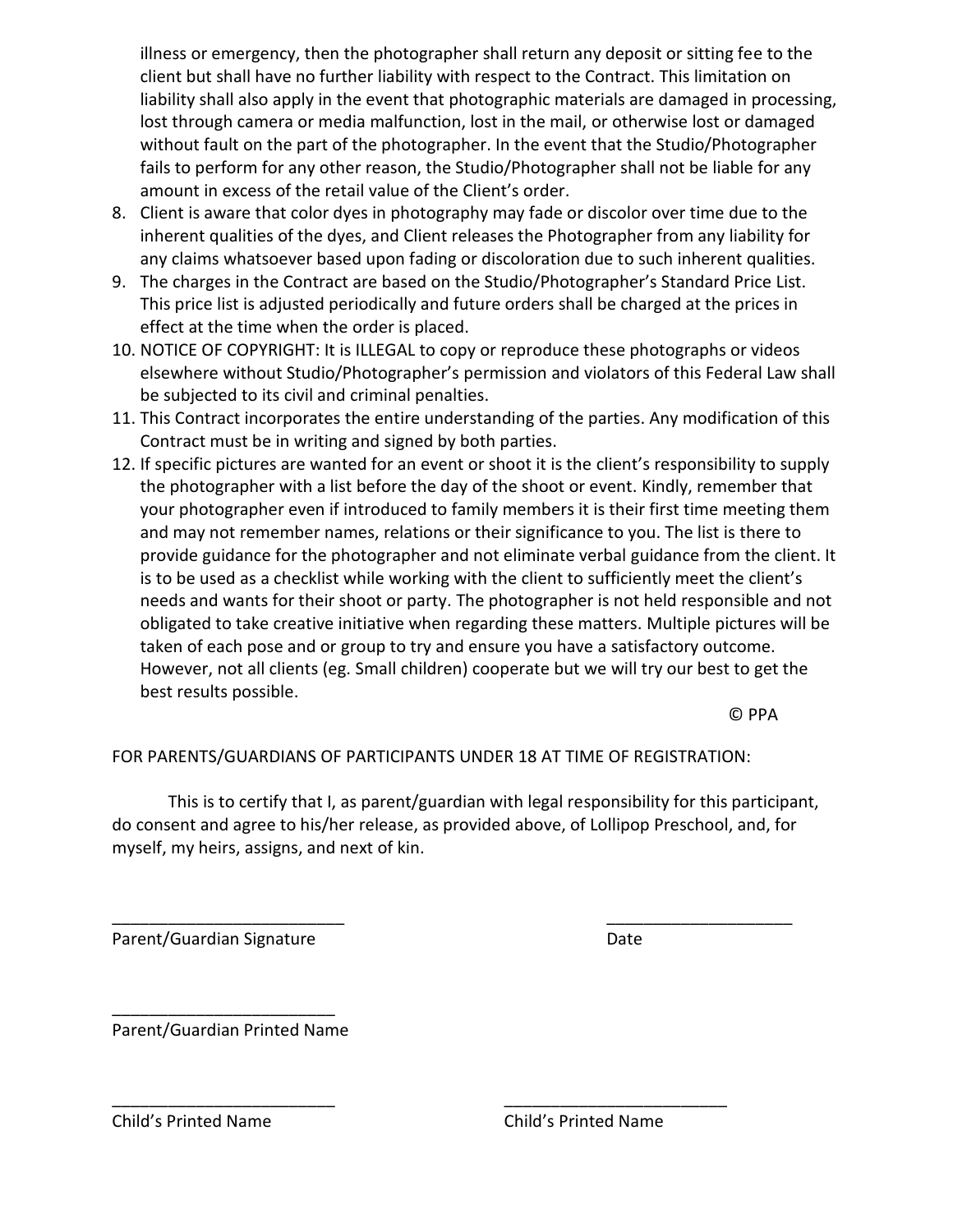illness or emergency, then the photographer shall return any deposit or sitting fee to the client but shall have no further liability with respect to the Contract. This limitation on liability shall also apply in the event that photographic materials are damaged in processing, lost through camera or media malfunction, lost in the mail, or otherwise lost or damaged without fault on the part of the photographer. In the event that the Studio/Photographer fails to perform for any other reason, the Studio/Photographer shall not be liable for any amount in excess of the retail value of the Client's order.

8. Client is aware that color dyes in photography may fade or discolor over time due to the inherent qualities of the dyes, and Client releases the Photographer from any liability for any claims whatsoever based upon fading or discoloration due to such inherent qualities.
9. The charges in the Contract are based on the Studio/Photographer's Standard Price List. This price list is adjusted periodically and future orders shall be charged at the prices in effect at the time when the order is placed.
10. NOTICE OF COPYRIGHT: It is ILLEGAL to copy or reproduce these photographs or videos elsewhere without Studio/Photographer's permission and violators of this Federal Law shall be subjected to its civil and criminal penalties.
11. This Contract incorporates the entire understanding of the parties. Any modification of this Contract must be in writing and signed by both parties.
12. If specific pictures are wanted for an event or shoot it is the client's responsibility to supply the photographer with a list before the day of the shoot or event. Kindly, remember that your photographer even if introduced to family members it is their first time meeting them and may not remember names, relations or their significance to you. The list is there to provide guidance for the photographer and not eliminate verbal guidance from the client. It is to be used as a checklist while working with the client to sufficiently meet the client's needs and wants for their shoot or party. The photographer is not held responsible and not obligated to take creative initiative when regarding these matters. Multiple pictures will be taken of each pose and or group to try and ensure you have a satisfactory outcome. However, not all clients (eg. Small children) cooperate but we will try our best to get the best results possible.

© PPA

FOR PARENTS/GUARDIANS OF PARTICIPANTS UNDER 18 AT TIME OF REGISTRATION:

This is to certify that I, as parent/guardian with legal responsibility for this participant, do consent and agree to his/her release, as provided above, of Lollipop Preschool, and, for myself, my heirs, assigns, and next of kin.

__________________________ ____________________

Parent/Guardian Signature Date

________________________

Parent/Guardian Printed Name

________________________ ________________________

Child's Printed Name Child's Printed Name